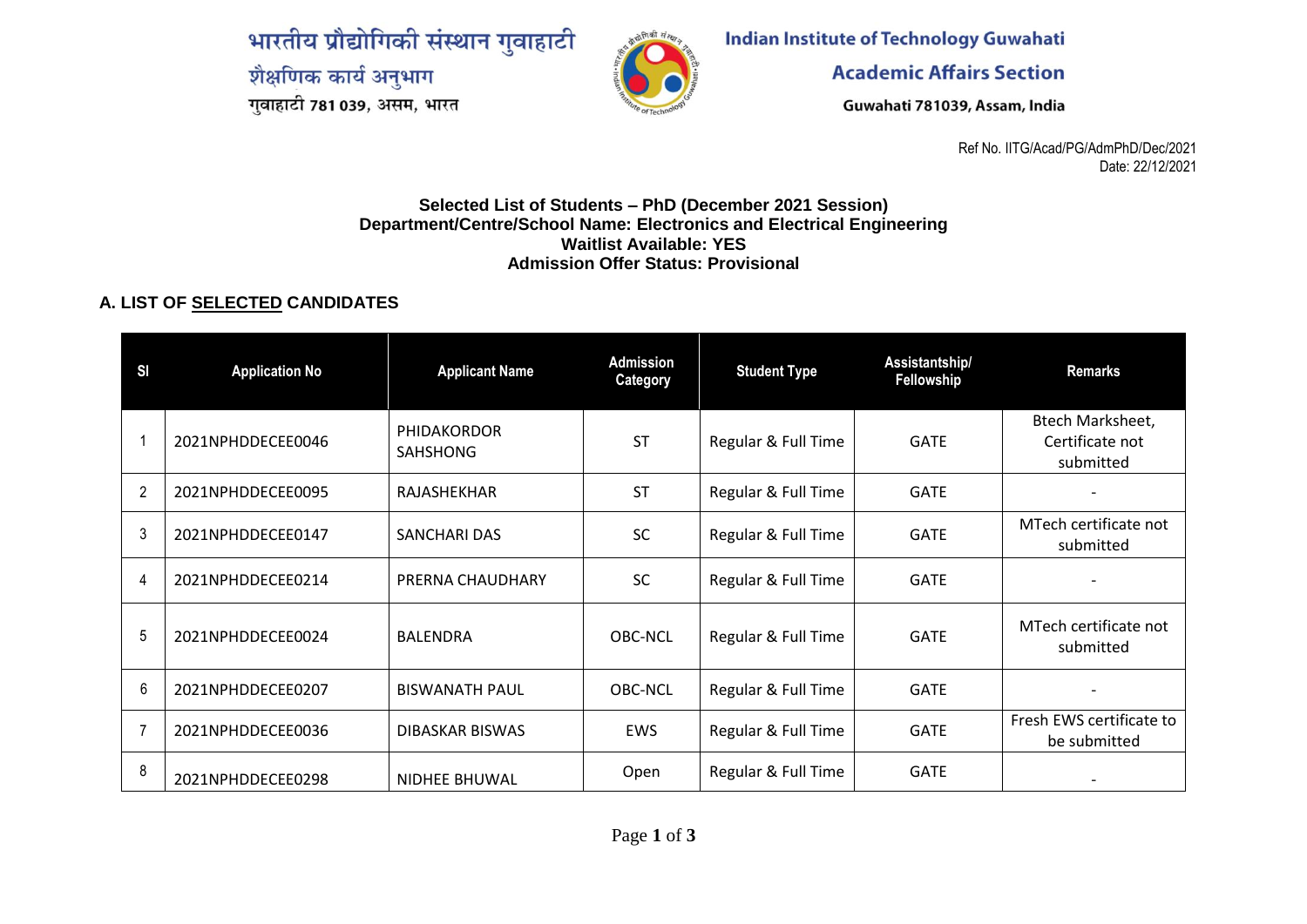भारतीय प्रौद्योगिकी संस्थान गुवाहाटी
शैक्षणिक कार्य अनुभाग
गुवाहाटी 781 039, असम, भारत

**Indian Institute of Technology Guwahati**
**Academic Affairs Section**
Guwahati 781039, Assam, India

Ref No. IITG/Acad/PG/AdmPhD/Dec/2021
Date: 22/12/2021

**Selected List of Students – PhD (December 2021 Session)**
**Department/Centre/School Name: Electronics and Electrical Engineering**
**Waitlist Available: YES**
**Admission Offer Status: Provisional**

## A. LIST OF SELECTED CANDIDATES

| Sl | Application No | Applicant Name | Admission Category | Student Type | Assistantship/ Fellowship | Remarks |
|---|---|---|---|---|---|---|
| 1 | 2021NPHDDECEE0046 | PHIDAKORDOR SAHSHONG | ST | Regular & Full Time | GATE | Btech Marksheet, Certificate not submitted |
| 2 | 2021NPHDDECEE0095 | RAJASHEKHAR | ST | Regular & Full Time | GATE | - |
| 3 | 2021NPHDDECEE0147 | SANCHARI DAS | SC | Regular & Full Time | GATE | MTech certificate not submitted |
| 4 | 2021NPHDDECEE0214 | PRERNA CHAUDHARY | SC | Regular & Full Time | GATE | - |
| 5 | 2021NPHDDECEE0024 | BALENDRA | OBC-NCL | Regular & Full Time | GATE | MTech certificate not submitted |
| 6 | 2021NPHDDECEE0207 | BISWANATH PAUL | OBC-NCL | Regular & Full Time | GATE | - |
| 7 | 2021NPHDDECEE0036 | DIBASKAR BISWAS | EWS | Regular & Full Time | GATE | Fresh EWS certificate to be submitted |
| 8 | 2021NPHDDECEE0298 | NIDHEE BHUWAL | Open | Regular & Full Time | GATE | - |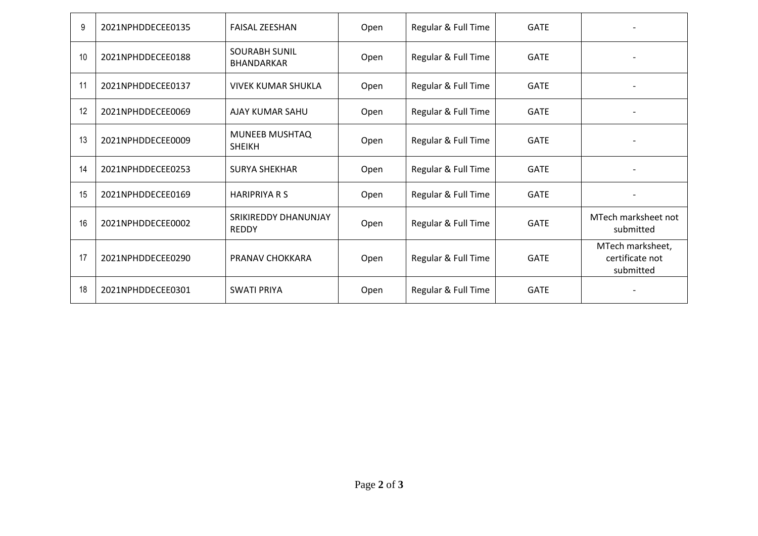| | | | | | | |
|---|---|---|---|---|---|---|
| 9 | 2021NPHDDECEE0135 | FAISAL ZEESHAN | Open | Regular & Full Time | GATE | - |
| 10 | 2021NPHDDECEE0188 | SOURABH SUNIL BHANDARKAR | Open | Regular & Full Time | GATE | - |
| 11 | 2021NPHDDECEE0137 | VIVEK KUMAR SHUKLA | Open | Regular & Full Time | GATE | - |
| 12 | 2021NPHDDECEE0069 | AJAY KUMAR SAHU | Open | Regular & Full Time | GATE | - |
| 13 | 2021NPHDDECEE0009 | MUNEEB MUSHTAQ SHEIKH | Open | Regular & Full Time | GATE | - |
| 14 | 2021NPHDDECEE0253 | SURYA SHEKHAR | Open | Regular & Full Time | GATE | - |
| 15 | 2021NPHDDECEE0169 | HARIPRIYA R S | Open | Regular & Full Time | GATE | - |
| 16 | 2021NPHDDECEE0002 | SRIKIREDDY DHANUNJAY REDDY | Open | Regular & Full Time | GATE | MTech marksheet not submitted |
| 17 | 2021NPHDDECEE0290 | PRANAV CHOKKARA | Open | Regular & Full Time | GATE | MTech marksheet, certificate not submitted |
| 18 | 2021NPHDDECEE0301 | SWATI PRIYA | Open | Regular & Full Time | GATE | - |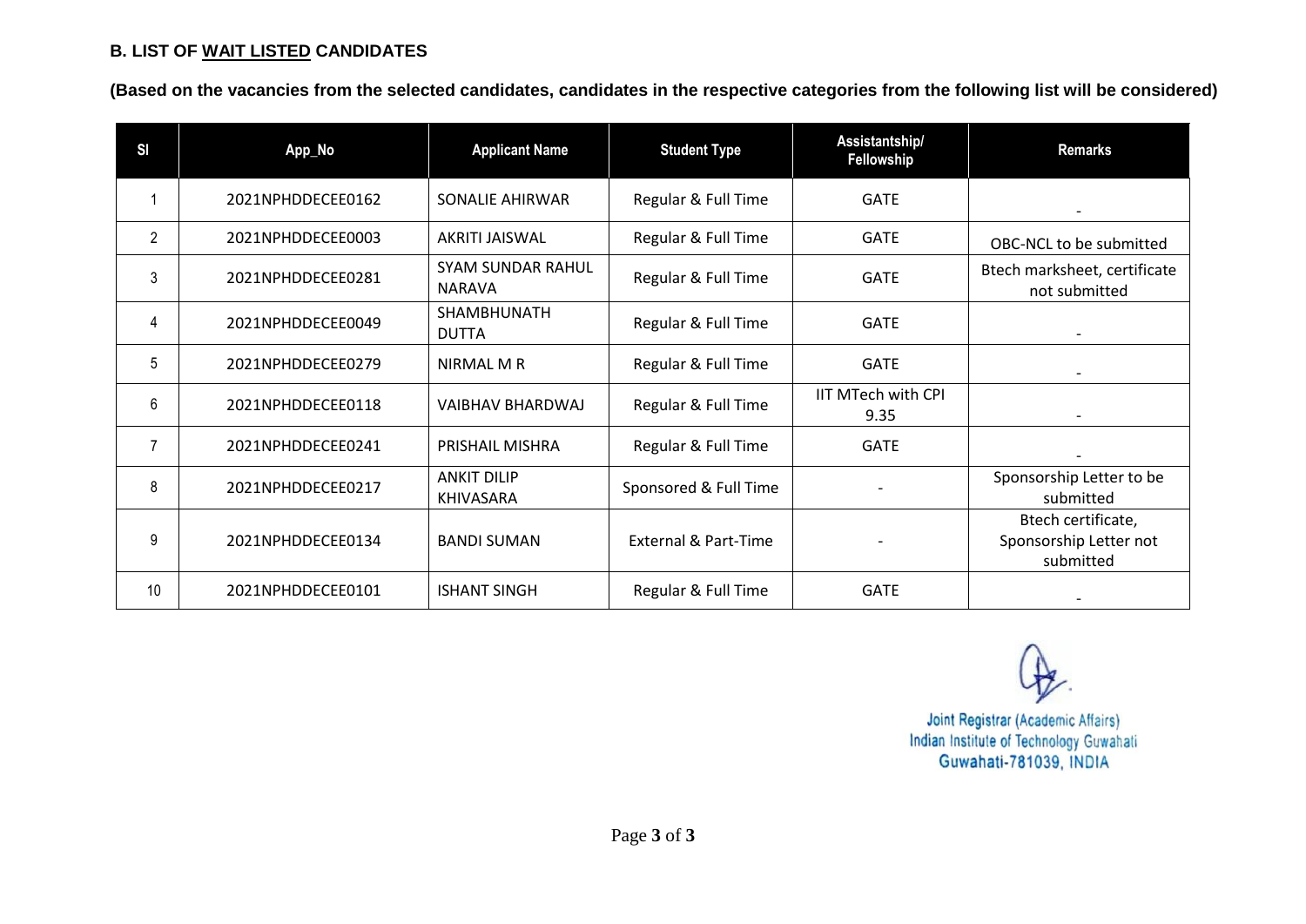### B. LIST OF <u>WAIT LISTED</u> CANDIDATES

**(Based on the vacancies from the selected candidates, candidates in the respective categories from the following list will be considered)**

| Sl | App_No | Applicant Name | Student Type | Assistantship/ Fellowship | Remarks |
|---|---|---|---|---|---|
| 1 | 2021NPHDDECEE0162 | SONALIE AHIRWAR | Regular & Full Time | GATE | - |
| 2 | 2021NPHDDECEE0003 | AKRITI JAISWAL | Regular & Full Time | GATE | OBC-NCL to be submitted |
| 3 | 2021NPHDDECEE0281 | SYAM SUNDAR RAHUL NARAVA | Regular & Full Time | GATE | Btech marksheet, certificate not submitted |
| 4 | 2021NPHDDECEE0049 | SHAMBHUNATH DUTTA | Regular & Full Time | GATE | - |
| 5 | 2021NPHDDECEE0279 | NIRMAL M R | Regular & Full Time | GATE | - |
| 6 | 2021NPHDDECEE0118 | VAIBHAV BHARDWAJ | Regular & Full Time | IIT MTech with CPI 9.35 | - |
| 7 | 2021NPHDDECEE0241 | PRISHAIL MISHRA | Regular & Full Time | GATE | - |
| 8 | 2021NPHDDECEE0217 | ANKIT DILIP KHIVASARA | Sponsored & Full Time | - | Sponsorship Letter to be submitted |
| 9 | 2021NPHDDECEE0134 | BANDI SUMAN | External & Part-Time | - | Btech certificate, Sponsorship Letter not submitted |
| 10 | 2021NPHDDECEE0101 | ISHANT SINGH | Regular & Full Time | GATE | - |

Joint Registrar (Academic Affairs)
Indian Institute of Technology Guwahati
Guwahati-781039, INDIA